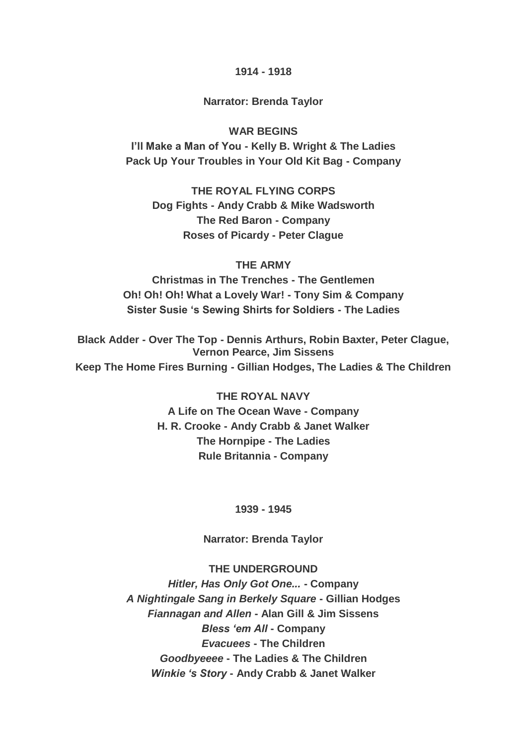## 1914 - 1918

**Narrator: Brenda Taylor**

### WAR BEGINS

**I'll Make a Man of You - Kelly B. Wright & The Ladies**
**Pack Up Your Troubles in Your Old Kit Bag - Company**

### THE ROYAL FLYING CORPS

**Dog Fights - Andy Crabb & Mike Wadsworth**
**The Red Baron - Company**
**Roses of Picardy - Peter Clague**

### THE ARMY

**Christmas in The Trenches - The Gentlemen**
**Oh! Oh! Oh! What a Lovely War! - Tony Sim & Company**
**Sister Susie 's Sewing Shirts for Soldiers - The Ladies**

**Black Adder - Over The Top - Dennis Arthurs, Robin Baxter, Peter Clague, Vernon Pearce, Jim Sissens**
**Keep The Home Fires Burning - Gillian Hodges, The Ladies & The Children**

### THE ROYAL NAVY

**A Life on The Ocean Wave - Company**
**H. R. Crooke - Andy Crabb & Janet Walker**
**The Hornpipe - The Ladies**
**Rule Britannia - Company**

## 1939 - 1945

**Narrator: Brenda Taylor**

### THE UNDERGROUND

***Hitler, Has Only Got One...* - Company**
***A Nightingale Sang in Berkely Square* - Gillian Hodges**
***Fiannagan and Allen* - Alan Gill & Jim Sissens**
***Bless 'em All* - Company**
***Evacuees* - The Children**
***Goodbyeeee* - The Ladies & The Children**
***Winkie 's Story* - Andy Crabb & Janet Walker**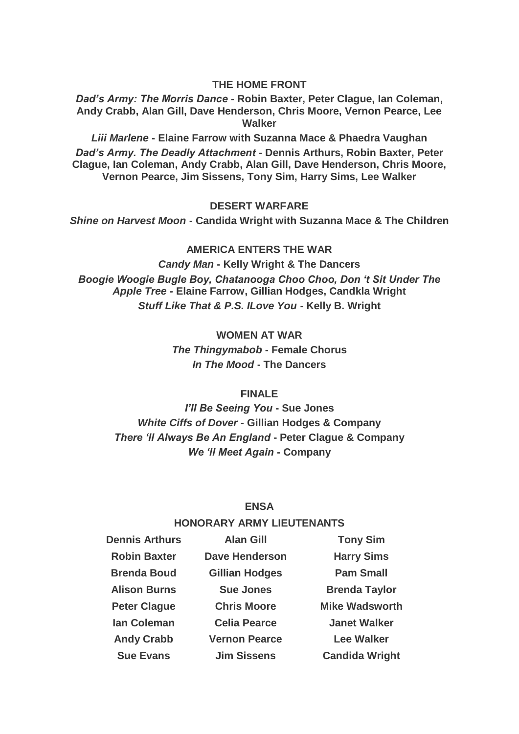### THE HOME FRONT

***Dad's Army: The Morris Dance*** **- Robin Baxter, Peter Clague, Ian Coleman, Andy Crabb, Alan Gill, Dave Henderson, Chris Moore, Vernon Pearce, Lee Walker**

***Liii Marlene*** **- Elaine Farrow with Suzanna Mace & Phaedra Vaughan**

***Dad's Army. The Deadly Attachment*** **- Dennis Arthurs, Robin Baxter, Peter Clague, Ian Coleman, Andy Crabb, Alan Gill, Dave Henderson, Chris Moore, Vernon Pearce, Jim Sissens, Tony Sim, Harry Sims, Lee Walker**

### DESERT WARFARE

***Shine on Harvest Moon*** **- Candida Wright with Suzanna Mace & The Children**

### AMERICA ENTERS THE WAR

***Candy Man*** **- Kelly Wright & The Dancers**

***Boogie Woogie Bugle Boy, Chatanooga Choo Choo, Don 't Sit Under The Apple Tree*** **- Elaine Farrow, Gillian Hodges, Candkla Wright**

***Stuff Like That & P.S. ILove You*** **- Kelly B. Wright**

### WOMEN AT WAR

***The Thingymabob*** **- Female Chorus**

***In The Mood*** **- The Dancers**

### FINALE

***I'll Be Seeing You*** **- Sue Jones**

***White Ciffs of Dover*** **- Gillian Hodges & Company**

***There 'll Always Be An England*** **- Peter Clague & Company**

***We 'll Meet Again*** **- Company**

### ENSA

### HONORARY ARMY LIEUTENANTS

| | | |
|---|---|---|
| **Dennis Arthurs** | **Alan Gill** | **Tony Sim** |
| **Robin Baxter** | **Dave Henderson** | **Harry Sims** |
| **Brenda Boud** | **Gillian Hodges** | **Pam Small** |
| **Alison Burns** | **Sue Jones** | **Brenda Taylor** |
| **Peter Clague** | **Chris Moore** | **Mike Wadsworth** |
| **Ian Coleman** | **Celia Pearce** | **Janet Walker** |
| **Andy Crabb** | **Vernon Pearce** | **Lee Walker** |
| **Sue Evans** | **Jim Sissens** | **Candida Wright** |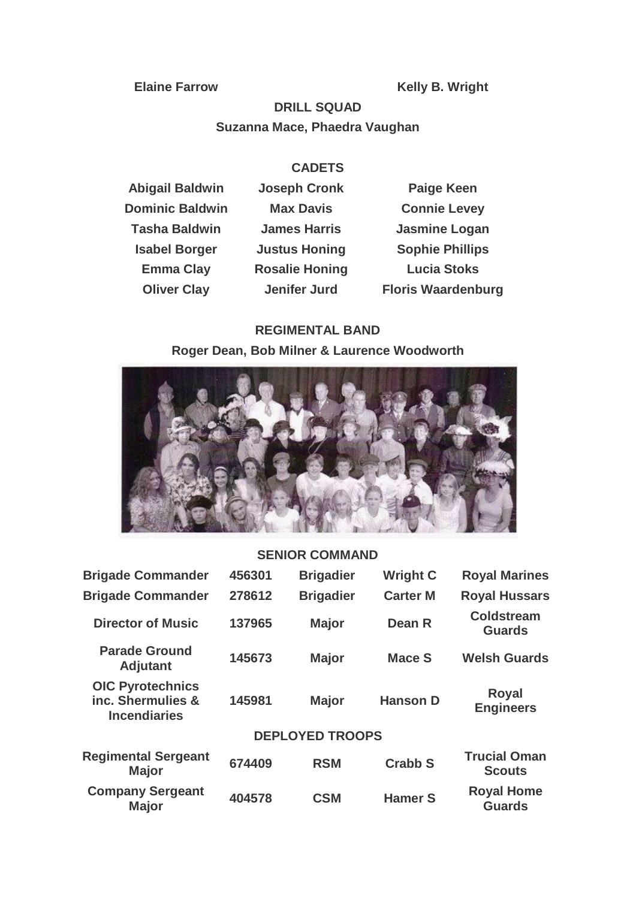**Elaine Farrow** **Kelly B. Wright**

**DRILL SQUAD**

**Suzanna Mace, Phaedra Vaughan**

**CADETS**

| | | |
|---|---|---|
| Abigail Baldwin | Joseph Cronk | Paige Keen |
| Dominic Baldwin | Max Davis | Connie Levey |
| Tasha Baldwin | James Harris | Jasmine Logan |
| Isabel Borger | Justus Honing | Sophie Phillips |
| Emma Clay | Rosalie Honing | Lucia Stoks |
| Oliver Clay | Jenifer Jurd | Floris Waardenburg |

**REGIMENTAL BAND**

**Roger Dean, Bob Milner & Laurence Woodworth**

**SENIOR COMMAND**

| | | | | |
|---|---|---|---|---|
| Brigade Commander | 456301 | Brigadier | Wright C | Royal Marines |
| Brigade Commander | 278612 | Brigadier | Carter M | Royal Hussars |
| Director of Music | 137965 | Major | Dean R | Coldstream Guards |
| Parade Ground Adjutant | 145673 | Major | Mace S | Welsh Guards |
| OIC Pyrotechnics inc. Shermulies & Incendiaries | 145981 | Major | Hanson D | Royal Engineers |

**DEPLOYED TROOPS**

| | | | | |
|---|---|---|---|---|
| Regimental Sergeant Major | 674409 | RSM | Crabb S | Trucial Oman Scouts |
| Company Sergeant Major | 404578 | CSM | Hamer S | Royal Home Guards |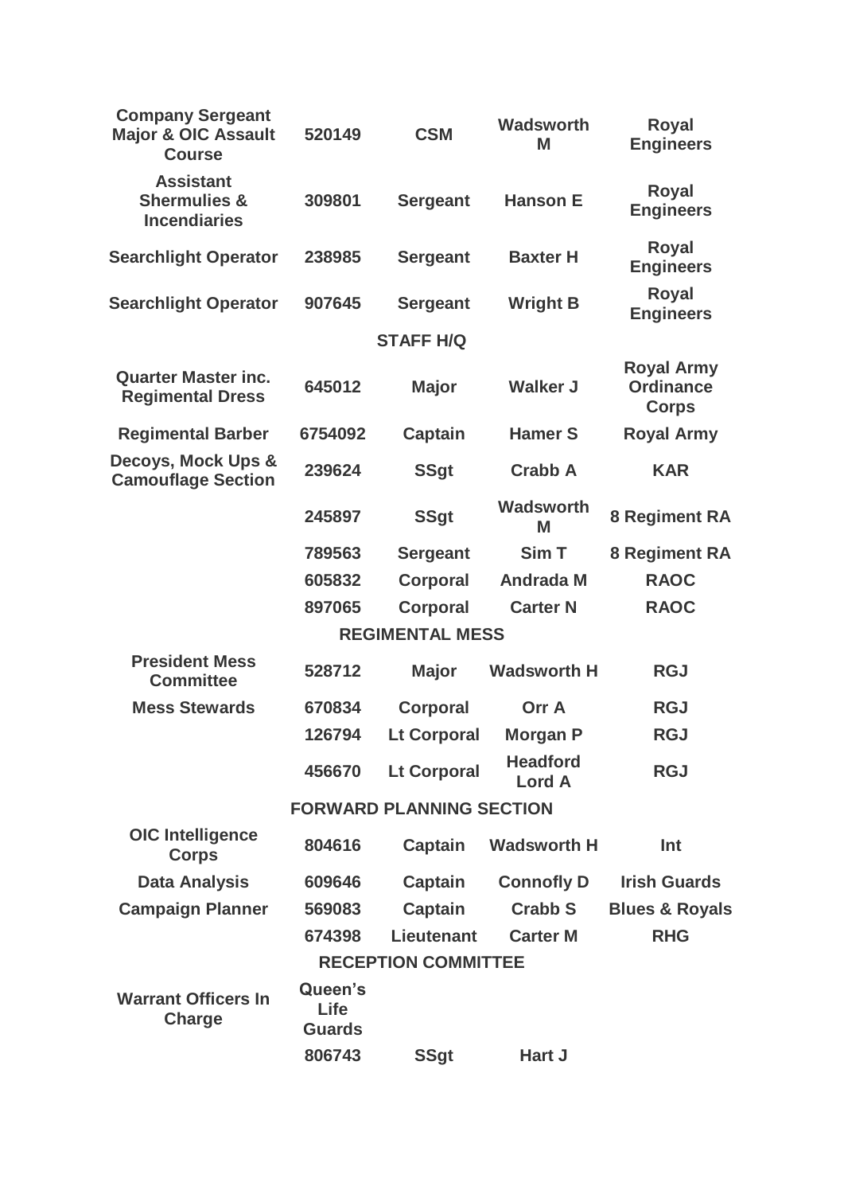| | | | | |
|---|---|---|---|---|
| **Company Sergeant Major & OIC Assault Course** | **520149** | **CSM** | **Wadsworth M** | **Royal Engineers** |
| **Assistant Shermulies & Incendiaries** | **309801** | **Sergeant** | **Hanson E** | **Royal Engineers** |
| **Searchlight Operator** | **238985** | **Sergeant** | **Baxter H** | **Royal Engineers** |
| **Searchlight Operator** | **907645** | **Sergeant** | **Wright B** | **Royal Engineers** |
| | | **STAFF H/Q** | | |
| **Quarter Master inc. Regimental Dress** | **645012** | **Major** | **Walker J** | **Royal Army Ordinance Corps** |
| **Regimental Barber** | **6754092** | **Captain** | **Hamer S** | **Royal Army** |
| **Decoys, Mock Ups & Camouflage Section** | **239624** | **SSgt** | **Crabb A** | **KAR** |
| | **245897** | **SSgt** | **Wadsworth M** | **8 Regiment RA** |
| | **789563** | **Sergeant** | **Sim T** | **8 Regiment RA** |
| | **605832** | **Corporal** | **Andrada M** | **RAOC** |
| | **897065** | **Corporal** | **Carter N** | **RAOC** |
| | | **REGIMENTAL MESS** | | |
| **President Mess Committee** | **528712** | **Major** | **Wadsworth H** | **RGJ** |
| **Mess Stewards** | **670834** | **Corporal** | **Orr A** | **RGJ** |
| | **126794** | **Lt Corporal** | **Morgan P** | **RGJ** |
| | **456670** | **Lt Corporal** | **Headford Lord A** | **RGJ** |
| | | **FORWARD PLANNING SECTION** | | |
| **OIC Intelligence Corps** | **804616** | **Captain** | **Wadsworth H** | **Int** |
| **Data Analysis** | **609646** | **Captain** | **Connofly D** | **Irish Guards** |
| **Campaign Planner** | **569083** | **Captain** | **Crabb S** | **Blues & Royals** |
| | **674398** | **Lieutenant** | **Carter M** | **RHG** |
| | | **RECEPTION COMMITTEE** | | |
| **Warrant Officers In Charge** | **Queen's Life Guards** | | | |
| | **806743** | **SSgt** | **Hart J** | |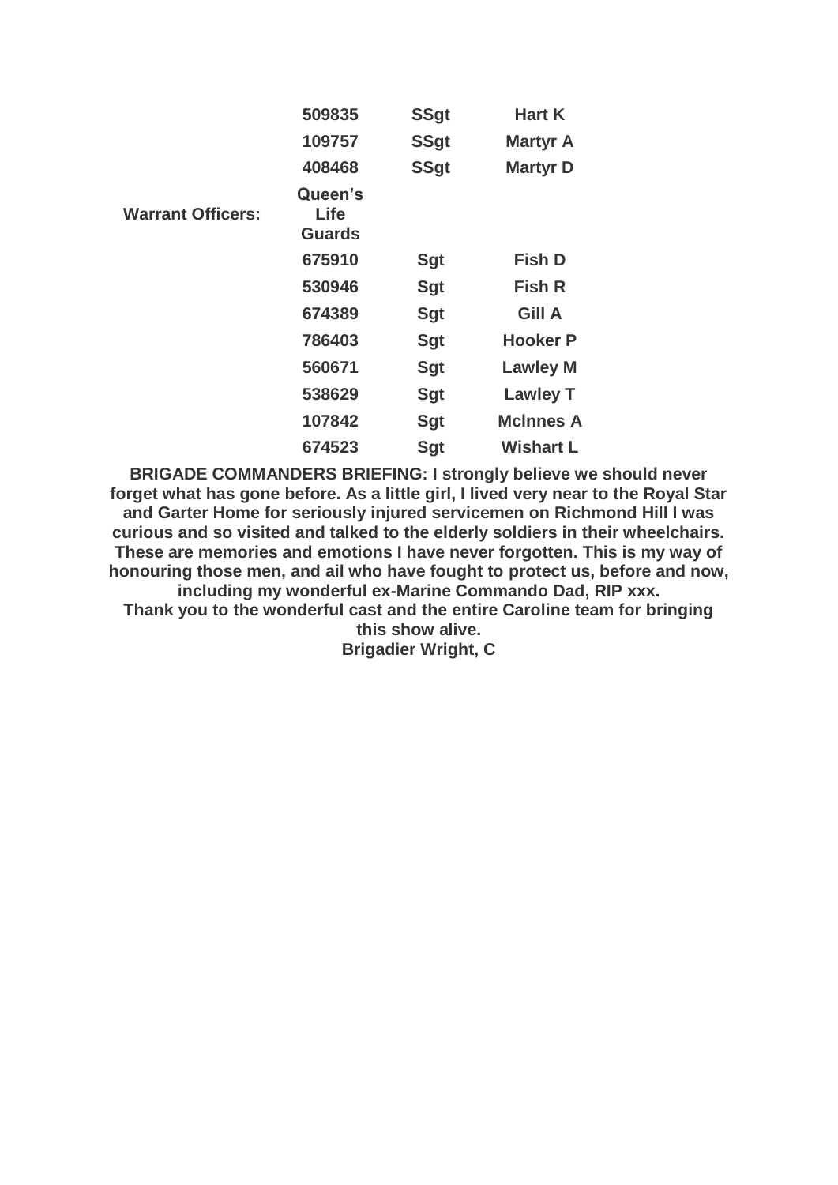| | | | |
|---|---|---|---|
| | 509835 | SSgt | Hart K |
| | 109757 | SSgt | Martyr A |
| | 408468 | SSgt | Martyr D |
| **Warrant Officers:** | Queen's Life Guards | | |
| | 675910 | Sgt | Fish D |
| | 530946 | Sgt | Fish R |
| | 674389 | Sgt | Gill A |
| | 786403 | Sgt | Hooker P |
| | 560671 | Sgt | Lawley M |
| | 538629 | Sgt | Lawley T |
| | 107842 | Sgt | McInnes A |
| | 674523 | Sgt | Wishart L |

**BRIGADE COMMANDERS BRIEFING: I strongly believe we should never forget what has gone before. As a little girl, I lived very near to the Royal Star and Garter Home for seriously injured servicemen on Richmond Hill I was curious and so visited and talked to the elderly soldiers in their wheelchairs. These are memories and emotions I have never forgotten. This is my way of honouring those men, and ail who have fought to protect us, before and now, including my wonderful ex-Marine Commando Dad, RIP xxx.**

**Thank you to the wonderful cast and the entire Caroline team for bringing this show alive.**

**Brigadier Wright, C**